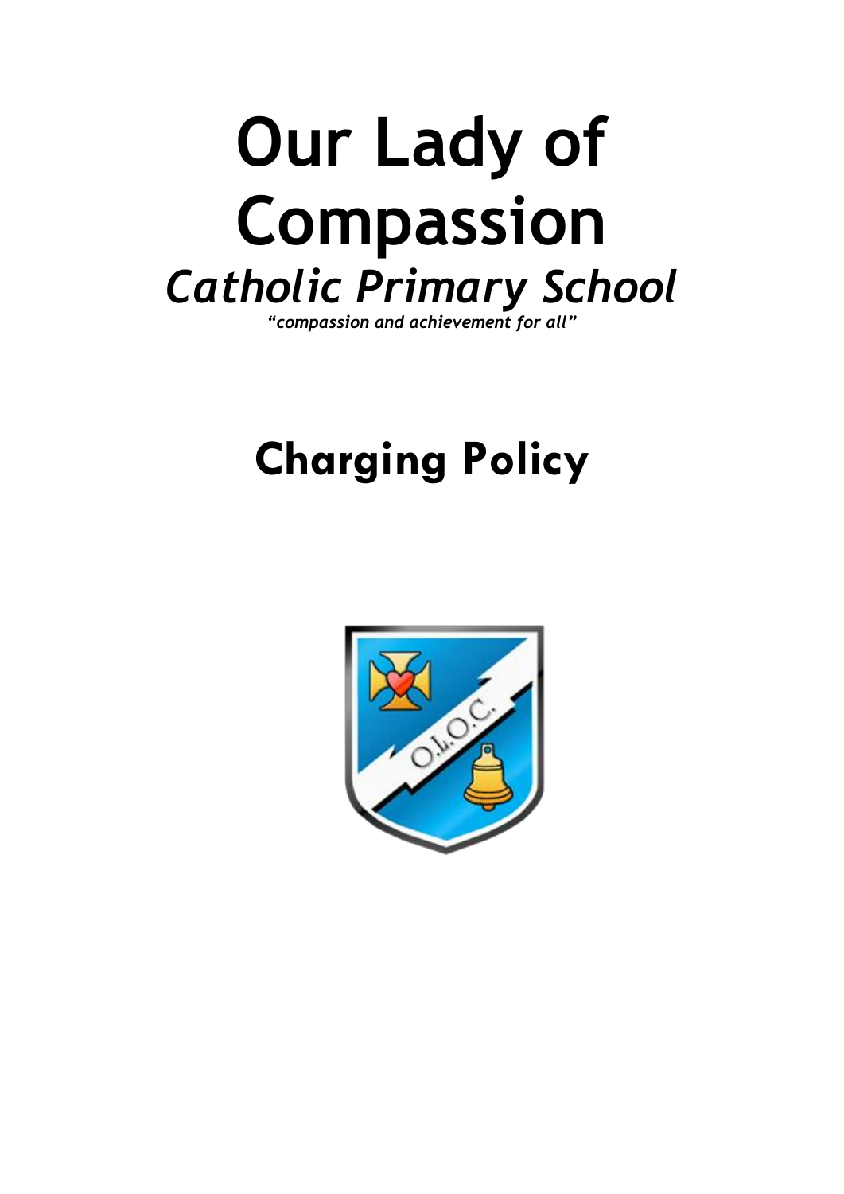# Our Lady of Compassion

## *Catholic Primary School*

***"compassion and achievement for all"***

# Charging Policy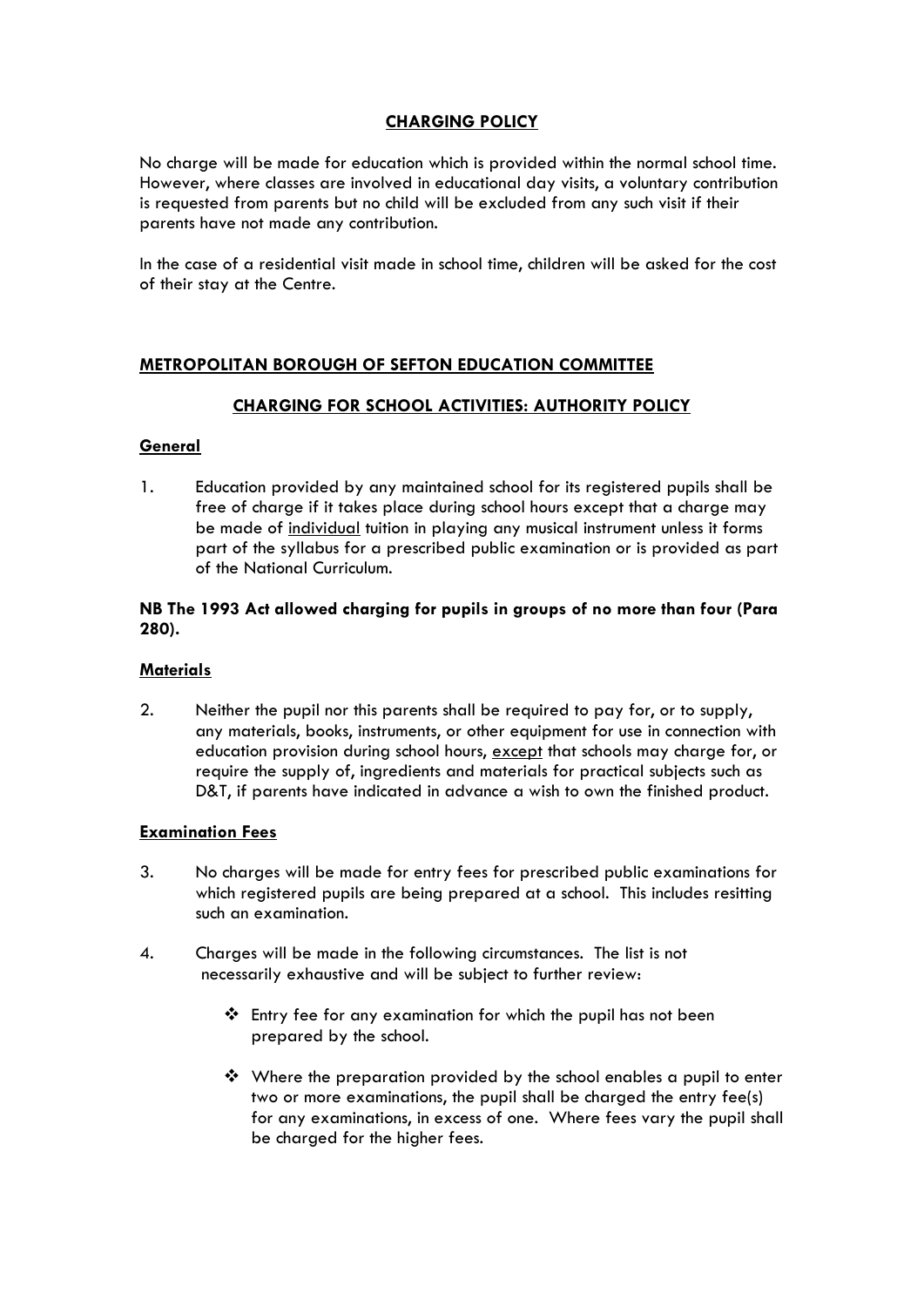# CHARGING POLICY

No charge will be made for education which is provided within the normal school time. However, where classes are involved in educational day visits, a voluntary contribution is requested from parents but no child will be excluded from any such visit if their parents have not made any contribution.

In the case of a residential visit made in school time, children will be asked for the cost of their stay at the Centre.

## METROPOLITAN BOROUGH OF SEFTON EDUCATION COMMITTEE

## CHARGING FOR SCHOOL ACTIVITIES: AUTHORITY POLICY

### General

1. Education provided by any maintained school for its registered pupils shall be free of charge if it takes place during school hours except that a charge may be made of individual tuition in playing any musical instrument unless it forms part of the syllabus for a prescribed public examination or is provided as part of the National Curriculum.

**NB The 1993 Act allowed charging for pupils in groups of no more than four (Para 280).**

### Materials

2. Neither the pupil nor this parents shall be required to pay for, or to supply, any materials, books, instruments, or other equipment for use in connection with education provision during school hours, except that schools may charge for, or require the supply of, ingredients and materials for practical subjects such as D&T, if parents have indicated in advance a wish to own the finished product.

### Examination Fees

3. No charges will be made for entry fees for prescribed public examinations for which registered pupils are being prepared at a school. This includes resitting such an examination.

4. Charges will be made in the following circumstances. The list is not necessarily exhaustive and will be subject to further review:

   - Entry fee for any examination for which the pupil has not been prepared by the school.

   - Where the preparation provided by the school enables a pupil to enter two or more examinations, the pupil shall be charged the entry fee(s) for any examinations, in excess of one. Where fees vary the pupil shall be charged for the higher fees.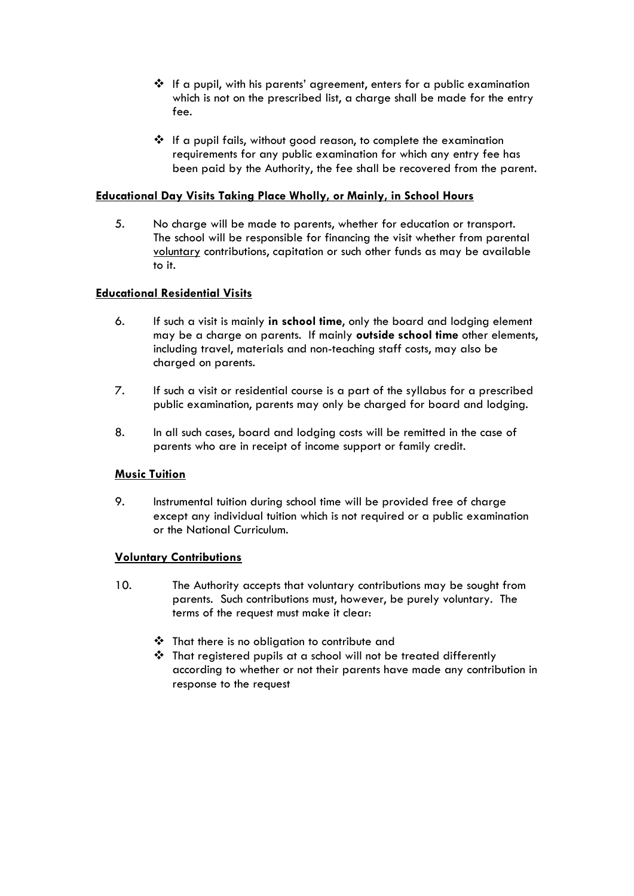- If a pupil, with his parents' agreement, enters for a public examination which is not on the prescribed list, a charge shall be made for the entry fee.

- If a pupil fails, without good reason, to complete the examination requirements for any public examination for which any entry fee has been paid by the Authority, the fee shall be recovered from the parent.

**Educational Day Visits Taking Place Wholly, or Mainly, in School Hours**

5. No charge will be made to parents, whether for education or transport. The school will be responsible for financing the visit whether from parental voluntary contributions, capitation or such other funds as may be available to it.

**Educational Residential Visits**

6. If such a visit is mainly **in school time**, only the board and lodging element may be a charge on parents. If mainly **outside school time** other elements, including travel, materials and non-teaching staff costs, may also be charged on parents.

7. If such a visit or residential course is a part of the syllabus for a prescribed public examination, parents may only be charged for board and lodging.

8. In all such cases, board and lodging costs will be remitted in the case of parents who are in receipt of income support or family credit.

**Music Tuition**

9. Instrumental tuition during school time will be provided free of charge except any individual tuition which is not required or a public examination or the National Curriculum.

**Voluntary Contributions**

10. The Authority accepts that voluntary contributions may be sought from parents. Such contributions must, however, be purely voluntary. The terms of the request must make it clear:

    - That there is no obligation to contribute and
    - That registered pupils at a school will not be treated differently according to whether or not their parents have made any contribution in response to the request